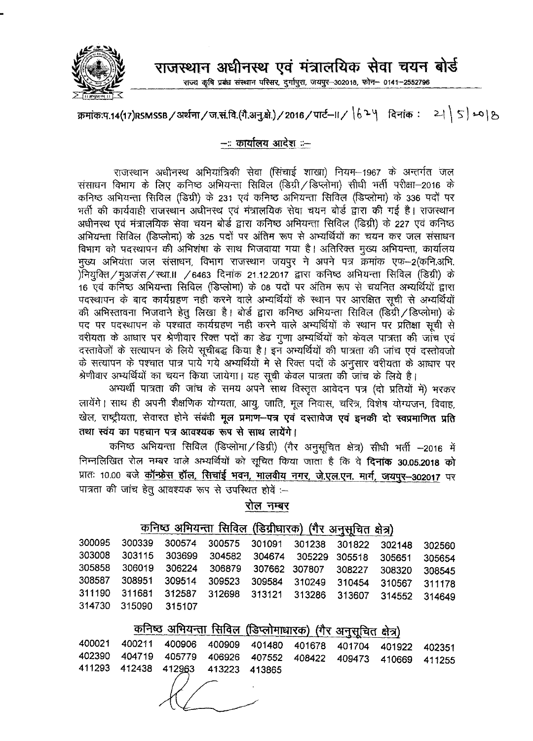# राजस्थान अधीनस्थ एवं मंत्रालयिक सेवा चयन बोर्ड

राज्य कृषि प्रबंध संस्थान परिसर, दुर्गापुरा, जयपुर–302018, फोन– 0141–2552796

क्रमांकःप.14(17)RSMSSB / अर्थना / ज.सं.वि.(गै.अनु.क्षे.) / 2016 / पार्ट–II / 1624 दिनांक : 21/5/2018

## –: कार्यालय आदेश :–

राजस्थान अधीनस्थ अभियांत्रिकी सेवा (सिंचाई शाखा) नियम–1967 के अन्तर्गत जल संसाधन विभाग के लिए कनिष्ठ अभियन्ता सिविल (डिग्री / डिप्लोमा) सीधी भर्ती परीक्षा–2016 के कनिष्ठ अभियन्ता सिविल (डिग्री) के 231 एवं कनिष्ठ अभियन्ता सिविल (डिप्लोमा) के 336 पदों पर भर्ती की कार्यवाही राजस्थान अधीनस्थ एवं मंत्रालयिक सेवा चयन बोर्ड द्वारा की गई है। राजस्थान अधीनस्थ एवं मंत्रालयिक सेवा चयन बोर्ड द्वारा कनिष्ठ अभियन्ता सिविल (डिग्री) के 227 एवं कनिष्ठ अभियन्ता सिविल (डिप्लोमा) के 325 पदों पर अंतिम रूप से अभ्यर्थियों का चयन कर जल संसाधन विभाग को पदस्थापन की अभिशंषा के साथ भिजवाया गया है। अतिरिक्त मुख्य अभियन्ता, कार्यालय मुख्य अभियंता जल संसाधन, विभाग राजस्थान जयपुर ने अपने पत्र क्रमांक एफ–2(कनि.अभि.)नियुक्ति / मुअजंस / स्था.II / 6463 दिनांक 21.12.2017 द्वारा कनिष्ठ अभियन्ता सिविल (डिग्री) के 16 एवं कनिष्ठ अभियन्ता सिविल (डिप्लोमा) के 08 पदों पर अंतिम रूप से चयनित अभ्यर्थियों द्वारा पदस्थापन के बाद कार्यग्रहण नही करने वाले अभ्यर्थियों के स्थान पर आरक्षित सूची से अभ्यर्थियों की अभिस्तावना भिजवाने हेतु लिखा है। बोर्ड द्वारा कनिष्ठ अभियन्ता सिविल (डिग्री / डिप्लोमा) के पद पर पदस्थापन के पश्चात कार्यग्रहण नही करने वाले अभ्यर्थियों के स्थान पर प्रतिक्षा सूची से वरीयता के आधार पर श्रेणीवार रिक्त पदों का डेढ गुणा अभ्यर्थियों को केवल पात्रता की जांच एवं दस्तावेजों के सत्यापन के लिये सूचीबद्ध किया है। इन अभ्यर्थियों की पात्रता की जांच एवं दस्तावेजो के सत्यापन के पश्चात पात्र पाये गये अभ्यर्थियों मे से रिक्त पदों के अनुसार वरीयता के आधार पर श्रेणीवार अभ्यर्थियों का चयन किया जायेगा। यह सूची केवल पात्रता की जांच के लिये है।

अभ्यर्थी पात्रता की जांच के समय अपने साथ विस्तृत आवेदन पत्र (दो प्रतियों में) भरकर लायेंगे। साथ ही अपनी शैक्षणिक योग्यता, आयु, जाति, मूल निवास, चरित्र, विशेष योग्यजन, विवाह, खेल, राष्ट्रीयता, सेवारत होने संबंधी **मूल प्रमाण–पत्र एवं दस्तावेज एवं इनकी दो स्वप्रमाणित प्रति तथा स्वंय का पहचान पत्र आवश्यक रूप से साथ लायेंगे।**

कनिष्ठ अभियन्ता सिविल (डिप्लोमा / डिग्री) (गैर अनुसूचित क्षेत्र) सीधी भर्ती –2016 में निम्नलिखित रोल नम्बर वाले अभ्यर्थियों को सूचित किया जाता है कि वे **दिनांक 30.05.2018 को** प्रातः 10.00 बजे **कॉन्फ्रेस हॉल, सिचांई भवन, मालवीय नगर, जे.एल.एन. मार्ग, जयपुर–302017** पर पात्रता की जांच हेतु आवश्यक रूप से उपस्थित होवें :–

## रोल नम्बर

### कनिष्ठ अभियन्ता सिविल (डिग्रीधारक) (गैर अनुसूचित क्षेत्र)

| | | | | | | | | |
|---|---|---|---|---|---|---|---|---|
| 300095 | 300339 | 300574 | 300575 | 301091 | 301238 | 301822 | 302148 | 302560 |
| 303008 | 303115 | 303699 | 304582 | 304674 | 305229 | 305518 | 305651 | 305654 |
| 305858 | 306019 | 306224 | 306879 | 307662 | 307807 | 308227 | 308320 | 308545 |
| 308587 | 308951 | 309514 | 309523 | 309584 | 310249 | 310454 | 310567 | 311178 |
| 311190 | 311681 | 312587 | 312698 | 313121 | 313286 | 313607 | 314552 | 314649 |
| 314730 | 315090 | 315107 | | | | | | |

### कनिष्ठ अभियन्ता सिविल (डिप्लोमाधारक) (गैर अनुसूचित क्षेत्र)

| | | | | | | | | |
|---|---|---|---|---|---|---|---|---|
| 400021 | 400211 | 400906 | 400909 | 401480 | 401678 | 401704 | 401922 | 402351 |
| 402390 | 404719 | 405779 | 406926 | 407552 | 408422 | 409473 | 410669 | 411255 |
| 411293 | 412438 | 412963 | 413223 | 413865 | | | | |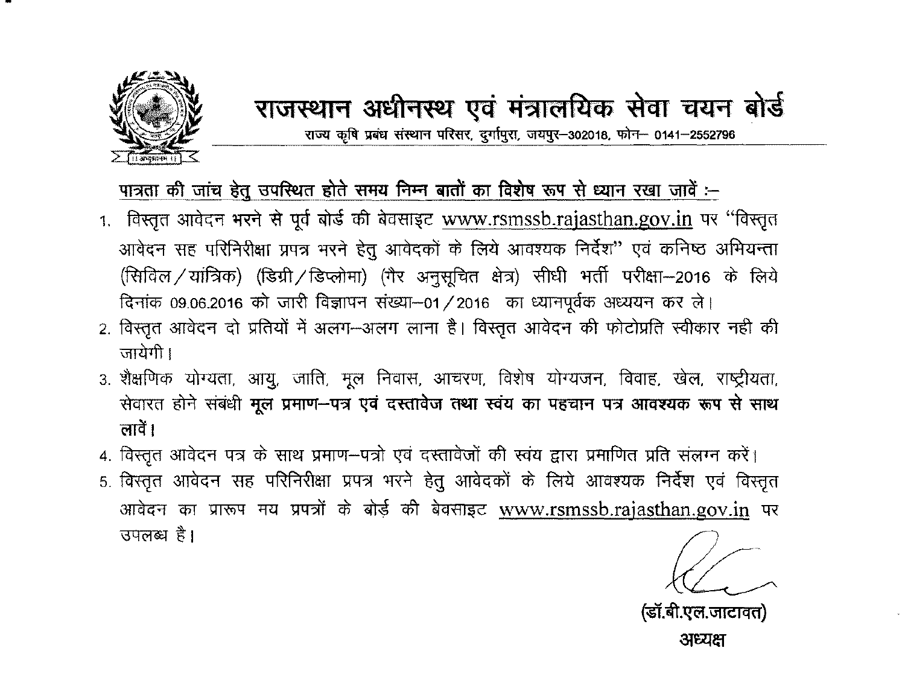# राजस्थान अधीनस्थ एवं मंत्रालयिक सेवा चयन बोर्ड

राज्य कृषि प्रबंध संस्थान परिसर, दुर्गापुरा, जयपुर–302018, फोन– 0141–2552796

**पात्रता की जांच हेतु उपस्थित होते समय निम्न बातों का विशेष रूप से ध्यान रखा जावें :–**

1. विस्तृत आवेदन भरने से पूर्व बोर्ड की बेवसाइट www.rsmssb.rajasthan.gov.in पर "विस्तृत आवेदन सह परिनिरीक्षा प्रपत्र भरने हेतु आवेदकों के लिये आवश्यक निर्देश" एवं कनिष्ठ अभियन्ता (सिविल / यांत्रिक) (डिग्री / डिप्लोमा) (गैर अनुसूचित क्षेत्र) सीधी भर्ती परीक्षा–2016 के लिये दिनांक 09.06.2016 को जारी विज्ञापन संख्या–01 / 2016 का ध्यानपूर्वक अध्ययन कर ले।
2. विस्तृत आवेदन दो प्रतियों में अलग–अलग लाना है। विस्तृत आवेदन की फोटोप्रति स्वीकार नही की जायेगी।
3. शैक्षणिक योग्यता, आयु, जाति, मूल निवास, आचरण, विशेष योग्यजन, विवाह, खेल, राष्ट्रीयता, सेवारत होने संबंधी **मूल प्रमाण–पत्र एवं दस्तावेज तथा स्वंय का पहचान पत्र आवश्यक रूप से साथ लावें।**
4. विस्तृत आवेदन पत्र के साथ प्रमाण–पत्रो एवं दस्तावेजों की स्वंय द्वारा प्रमाणित प्रति संलग्न करें।
5. विस्तृत आवेदन सह परिनिरीक्षा प्रपत्र भरने हेतु आवेदकों के लिये आवश्यक निर्देश एवं विस्तृत आवेदन का प्रारूप मय प्रपत्रों के बोर्ड की बेवसाइट www.rsmssb.rajasthan.gov.in पर उपलब्ध है।

(डॉ.बी.एल.जाटावत)

अध्यक्ष